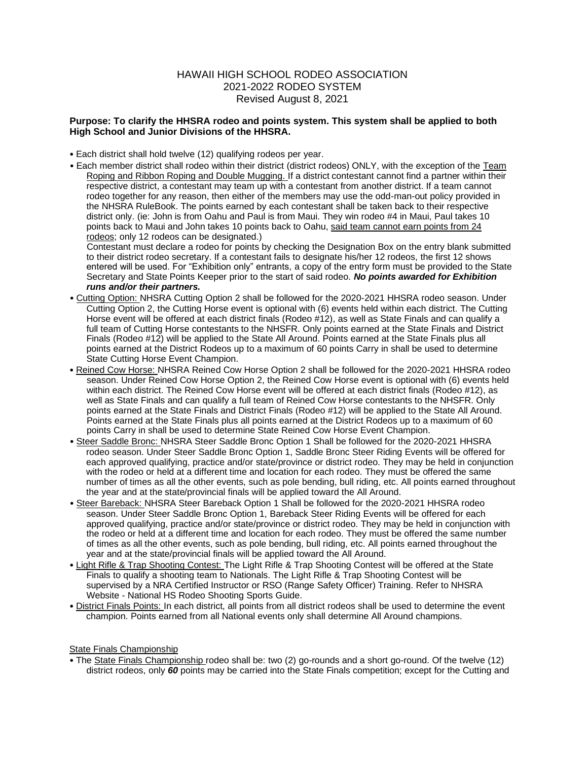# HAWAII HIGH SCHOOL RODEO ASSOCIATION
## 2021-2022 RODEO SYSTEM
Revised August 8, 2021

**Purpose: To clarify the HHSRA rodeo and points system. This system shall be applied to both High School and Junior Divisions of the HHSRA.**

- Each district shall hold twelve (12) qualifying rodeos per year.
- Each member district shall rodeo within their district (district rodeos) ONLY, with the exception of the Team Roping and Ribbon Roping and Double Mugging. If a district contestant cannot find a partner within their respective district, a contestant may team up with a contestant from another district. If a team cannot rodeo together for any reason, then either of the members may use the odd-man-out policy provided in the NHSRA RuleBook. The points earned by each contestant shall be taken back to their respective district only. (ie: John is from Oahu and Paul is from Maui. They win rodeo #4 in Maui, Paul takes 10 points back to Maui and John takes 10 points back to Oahu, said team cannot earn points from 24 rodeos; only 12 rodeos can be designated.)

  Contestant must declare a rodeo for points by checking the Designation Box on the entry blank submitted to their district rodeo secretary. If a contestant fails to designate his/her 12 rodeos, the first 12 shows entered will be used. For "Exhibition only" entrants, a copy of the entry form must be provided to the State Secretary and State Points Keeper prior to the start of said rodeo. ***No points awarded for Exhibition runs and/or their partners.***
- Cutting Option: NHSRA Cutting Option 2 shall be followed for the 2020-2021 HHSRA rodeo season. Under Cutting Option 2, the Cutting Horse event is optional with (6) events held within each district. The Cutting Horse event will be offered at each district finals (Rodeo #12), as well as State Finals and can qualify a full team of Cutting Horse contestants to the NHSFR. Only points earned at the State Finals and District Finals (Rodeo #12) will be applied to the State All Around. Points earned at the State Finals plus all points earned at the District Rodeos up to a maximum of 60 points Carry in shall be used to determine State Cutting Horse Event Champion.
- Reined Cow Horse: NHSRA Reined Cow Horse Option 2 shall be followed for the 2020-2021 HHSRA rodeo season. Under Reined Cow Horse Option 2, the Reined Cow Horse event is optional with (6) events held within each district. The Reined Cow Horse event will be offered at each district finals (Rodeo #12), as well as State Finals and can qualify a full team of Reined Cow Horse contestants to the NHSFR. Only points earned at the State Finals and District Finals (Rodeo #12) will be applied to the State All Around. Points earned at the State Finals plus all points earned at the District Rodeos up to a maximum of 60 points Carry in shall be used to determine State Reined Cow Horse Event Champion.
- Steer Saddle Bronc: NHSRA Steer Saddle Bronc Option 1 Shall be followed for the 2020-2021 HHSRA rodeo season. Under Steer Saddle Bronc Option 1, Saddle Bronc Steer Riding Events will be offered for each approved qualifying, practice and/or state/province or district rodeo. They may be held in conjunction with the rodeo or held at a different time and location for each rodeo. They must be offered the same number of times as all the other events, such as pole bending, bull riding, etc. All points earned throughout the year and at the state/provincial finals will be applied toward the All Around.
- Steer Bareback: NHSRA Steer Bareback Option 1 Shall be followed for the 2020-2021 HHSRA rodeo season. Under Steer Saddle Bronc Option 1, Bareback Steer Riding Events will be offered for each approved qualifying, practice and/or state/province or district rodeo. They may be held in conjunction with the rodeo or held at a different time and location for each rodeo. They must be offered the same number of times as all the other events, such as pole bending, bull riding, etc. All points earned throughout the year and at the state/provincial finals will be applied toward the All Around.
- Light Rifle & Trap Shooting Contest: The Light Rifle & Trap Shooting Contest will be offered at the State Finals to qualify a shooting team to Nationals. The Light Rifle & Trap Shooting Contest will be supervised by a NRA Certified Instructor or RSO (Range Safety Officer) Training. Refer to NHSRA Website - National HS Rodeo Shooting Sports Guide.
- District Finals Points: In each district, all points from all district rodeos shall be used to determine the event champion. Points earned from all National events only shall determine All Around champions.

State Finals Championship

- The State Finals Championship rodeo shall be: two (2) go-rounds and a short go-round. Of the twelve (12) district rodeos, only ***60*** points may be carried into the State Finals competition; except for the Cutting and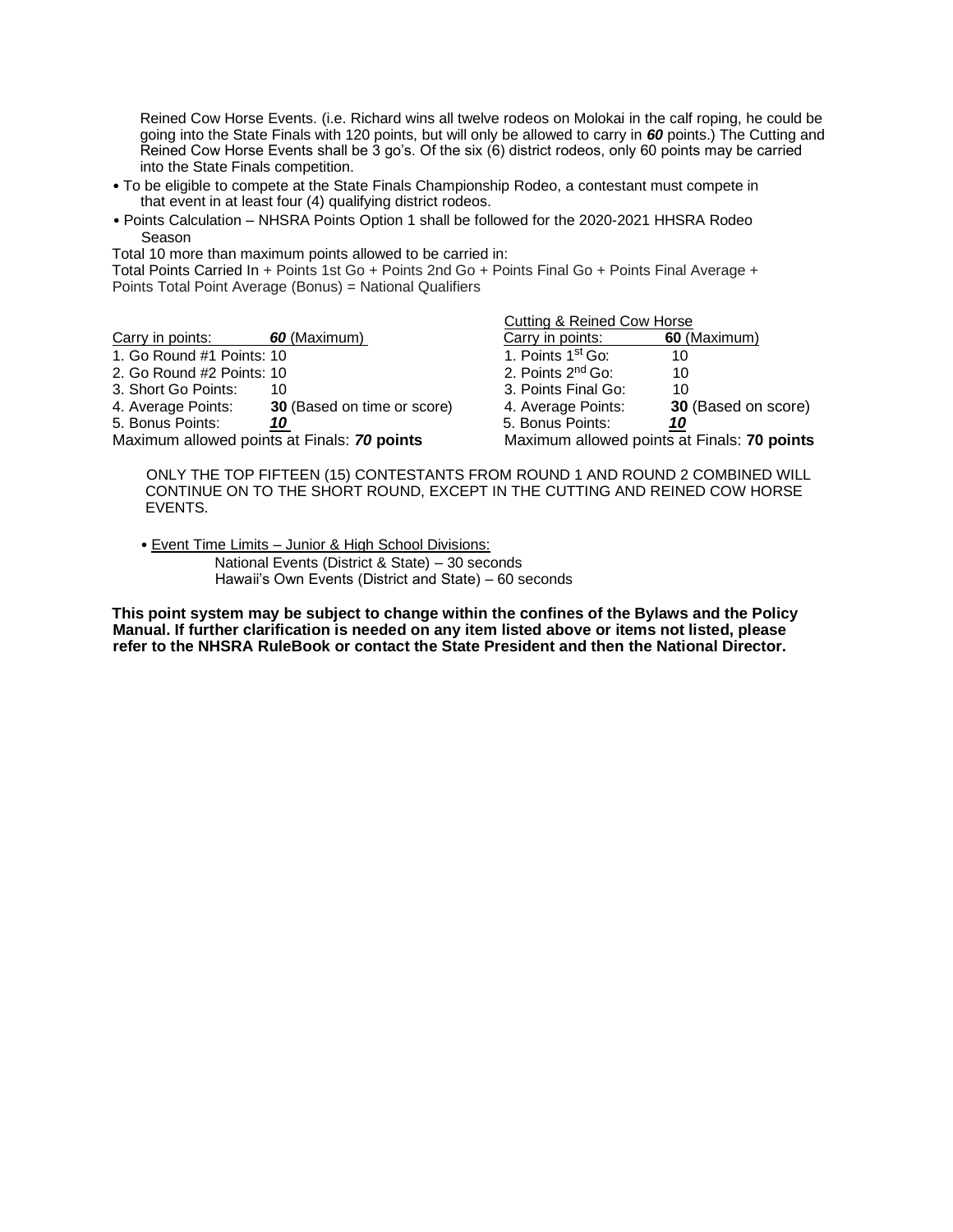Reined Cow Horse Events. (i.e. Richard wins all twelve rodeos on Molokai in the calf roping, he could be going into the State Finals with 120 points, but will only be allowed to carry in ***60*** points.) The Cutting and Reined Cow Horse Events shall be 3 go's. Of the six (6) district rodeos, only 60 points may be carried into the State Finals competition.

- To be eligible to compete at the State Finals Championship Rodeo, a contestant must compete in that event in at least four (4) qualifying district rodeos.
- Points Calculation – NHSRA Points Option 1 shall be followed for the 2020-2021 HHSRA Rodeo Season

Total 10 more than maximum points allowed to be carried in:

Total Points Carried In + Points 1st Go + Points 2nd Go + Points Final Go + Points Final Average + Points Total Point Average (Bonus) = National Qualifiers

| | |
|---|---|
| Carry in points: | ***60*** (Maximum) |
| 1. Go Round #1 Points: | 10 |
| 2. Go Round #2 Points: | 10 |
| 3. Short Go Points: | 10 |
| 4. Average Points: | **30** (Based on time or score) |
| 5. Bonus Points: | ***10*** |
| Maximum allowed points at Finals: ***70*** **points** | |

Cutting & Reined Cow Horse

| | |
|---|---|
| Carry in points: | **60** (Maximum) |
| 1. Points 1st Go: | 10 |
| 2. Points 2nd Go: | 10 |
| 3. Points Final Go: | 10 |
| 4. Average Points: | **30** (Based on score) |
| 5. Bonus Points: | ***10*** |
| Maximum allowed points at Finals: **70 points** | |

ONLY THE TOP FIFTEEN (15) CONTESTANTS FROM ROUND 1 AND ROUND 2 COMBINED WILL CONTINUE ON TO THE SHORT ROUND, EXCEPT IN THE CUTTING AND REINED COW HORSE EVENTS.

- Event Time Limits – Junior & High School Divisions:
  - National Events (District & State) – 30 seconds
  - Hawaii's Own Events (District and State) – 60 seconds

**This point system may be subject to change within the confines of the Bylaws and the Policy Manual. If further clarification is needed on any item listed above or items not listed, please refer to the NHSRA RuleBook or contact the State President and then the National Director.**